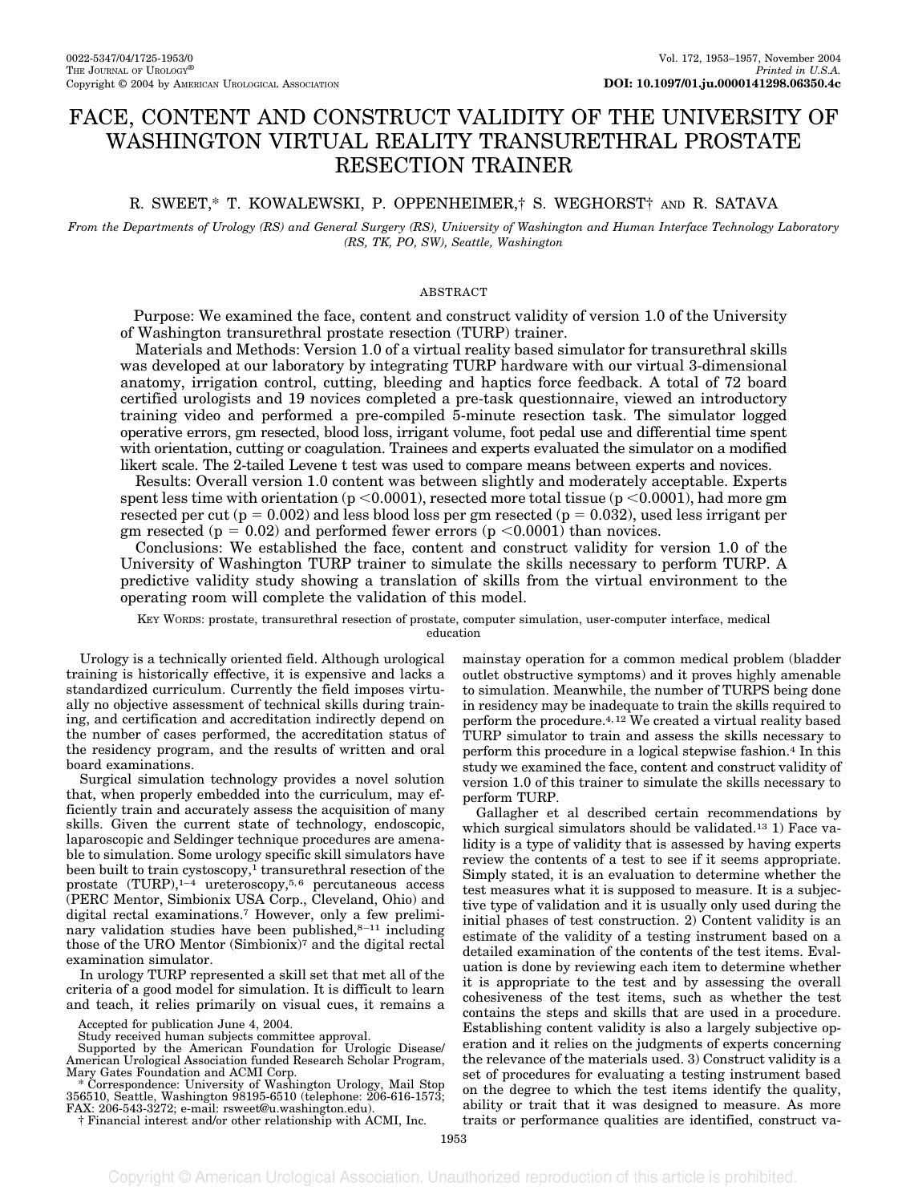# FACE, CONTENT AND CONSTRUCT VALIDITY OF THE UNIVERSITY OF WASHINGTON VIRTUAL REALITY TRANSURETHRAL PROSTATE RESECTION TRAINER

R. SWEET,* T. KOWALEWSKI, P. OPPENHEIMER,† S. WEGHORST† AND R. SATAVA

*From the Departments of Urology (RS) and General Surgery (RS), University of Washington and Human Interface Technology Laboratory (RS, TK, PO, SW), Seattle, Washington*

## ABSTRACT

Purpose: We examined the face, content and construct validity of version 1.0 of the University of Washington transurethral prostate resection (TURP) trainer.

Materials and Methods: Version 1.0 of a virtual reality based simulator for transurethral skills was developed at our laboratory by integrating TURP hardware with our virtual 3-dimensional anatomy, irrigation control, cutting, bleeding and haptics force feedback. A total of 72 board certified urologists and 19 novices completed a pre-task questionnaire, viewed an introductory training video and performed a pre-compiled 5-minute resection task. The simulator logged operative errors, gm resected, blood loss, irrigant volume, foot pedal use and differential time spent with orientation, cutting or coagulation. Trainees and experts evaluated the simulator on a modified likert scale. The 2-tailed Levene t test was used to compare means between experts and novices.

Results: Overall version 1.0 content was between slightly and moderately acceptable. Experts spent less time with orientation ($p < 0.0001$), resected more total tissue ($p < 0.0001$), had more gm resected per cut ($p = 0.002$) and less blood loss per gm resected ($p = 0.032$), used less irrigant per gm resected ($p = 0.02$) and performed fewer errors ($p < 0.0001$) than novices.

Conclusions: We established the face, content and construct validity for version 1.0 of the University of Washington TURP trainer to simulate the skills necessary to perform TURP. A predictive validity study showing a translation of skills from the virtual environment to the operating room will complete the validation of this model.

KEY WORDS: prostate, transurethral resection of prostate, computer simulation, user-computer interface, medical education

Urology is a technically oriented field. Although urological training is historically effective, it is expensive and lacks a standardized curriculum. Currently the field imposes virtually no objective assessment of technical skills during training, and certification and accreditation indirectly depend on the number of cases performed, the accreditation status of the residency program, and the results of written and oral board examinations.

Surgical simulation technology provides a novel solution that, when properly embedded into the curriculum, may efficiently train and accurately assess the acquisition of many skills. Given the current state of technology, endoscopic, laparoscopic and Seldinger technique procedures are amenable to simulation. Some urology specific skill simulators have been built to train cystoscopy,[1] transurethral resection of the prostate (TURP),[1–4] ureteroscopy,[5,6] percutaneous access (PERC Mentor, Simbionix USA Corp., Cleveland, Ohio) and digital rectal examinations.[7] However, only a few preliminary validation studies have been published,[8–11] including those of the URO Mentor (Simbionix)[7] and the digital rectal examination simulator.

In urology TURP represented a skill set that met all of the criteria of a good model for simulation. It is difficult to learn and teach, it relies primarily on visual cues, it remains a mainstay operation for a common medical problem (bladder outlet obstructive symptoms) and it proves highly amenable to simulation. Meanwhile, the number of TURPS being done in residency may be inadequate to train the skills required to perform the procedure.[4,12] We created a virtual reality based TURP simulator to train and assess the skills necessary to perform this procedure in a logical stepwise fashion.[4] In this study we examined the face, content and construct validity of version 1.0 of this trainer to simulate the skills necessary to perform TURP.

Gallagher et al described certain recommendations by which surgical simulators should be validated.[13] 1) Face validity is a type of validity that is assessed by having experts review the contents of a test to see if it seems appropriate. Simply stated, it is an evaluation to determine whether the test measures what it is supposed to measure. It is a subjective type of validation and it is usually only used during the initial phases of test construction. 2) Content validity is an estimate of the validity of a testing instrument based on a detailed examination of the contents of the test items. Evaluation is done by reviewing each item to determine whether it is appropriate to the test and by assessing the overall cohesiveness of the test items, such as whether the test contains the steps and skills that are used in a procedure. Establishing content validity is also a largely subjective operation and it relies on the judgments of experts concerning the relevance of the materials used. 3) Construct validity is a set of procedures for evaluating a testing instrument based on the degree to which the test items identify the quality, ability or trait that it was designed to measure. As more traits or performance qualities are identified, construct va-

Accepted for publication June 4, 2004.

Study received human subjects committee approval.

Supported by the American Foundation for Urologic Disease/American Urological Association funded Research Scholar Program, Mary Gates Foundation and ACMI Corp.

\* Correspondence: University of Washington Urology, Mail Stop 356510, Seattle, Washington 98195-6510 (telephone: 206-616-1573; FAX: 206-543-3272; e-mail: rsweet@u.washington.edu).

† Financial interest and/or other relationship with ACMI, Inc.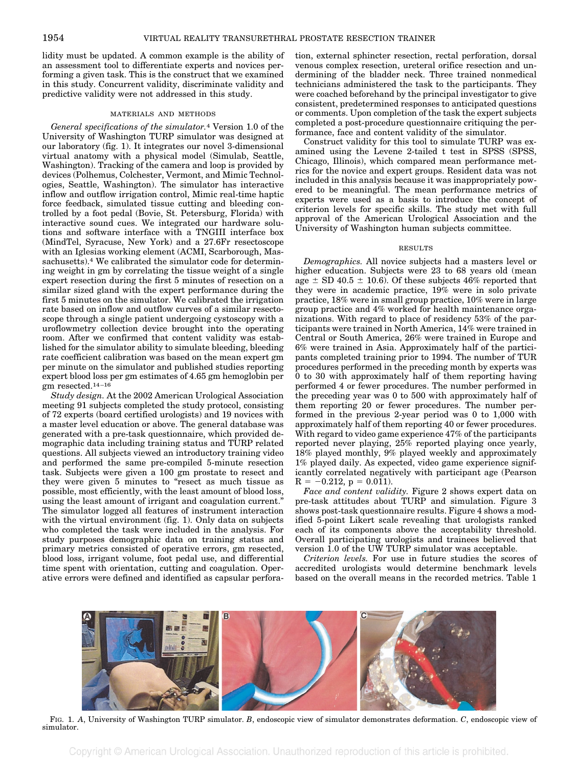lidity must be updated. A common example is the ability of an assessment tool to differentiate experts and novices performing a given task. This is the construct that we examined in this study. Concurrent validity, discriminate validity and predictive validity were not addressed in this study.

## MATERIALS AND METHODS

*General specifications of the simulator.*[4] Version 1.0 of the University of Washington TURP simulator was designed at our laboratory (fig. 1). It integrates our novel 3-dimensional virtual anatomy with a physical model (Simulab, Seattle, Washington). Tracking of the camera and loop is provided by devices (Polhemus, Colchester, Vermont, and Mimic Technologies, Seattle, Washington). The simulator has interactive inflow and outflow irrigation control, Mimic real-time haptic force feedback, simulated tissue cutting and bleeding controlled by a foot pedal (Bovie, St. Petersburg, Florida) with interactive sound cues. We integrated our hardware solutions and software interface with a TNGIII interface box (MindTel, Syracuse, New York) and a 27.6Fr resectoscope with an Iglesias working element (ACMI, Scarborough, Massachusetts).[4] We calibrated the simulator code for determining weight in gm by correlating the tissue weight of a single expert resection during the first 5 minutes of resection on a similar sized gland with the expert performance during the first 5 minutes on the simulator. We calibrated the irrigation rate based on inflow and outflow curves of a similar resectoscope through a single patient undergoing cystoscopy with a uroflowmetry collection device brought into the operating room. After we confirmed that content validity was established for the simulator ability to simulate bleeding, bleeding rate coefficient calibration was based on the mean expert gm per minute on the simulator and published studies reporting expert blood loss per gm estimates of 4.65 gm hemoglobin per gm resected.[14–16]

*Study design.* At the 2002 American Urological Association meeting 91 subjects completed the study protocol, consisting of 72 experts (board certified urologists) and 19 novices with a master level education or above. The general database was generated with a pre-task questionnaire, which provided demographic data including training status and TURP related questions. All subjects viewed an introductory training video and performed the same pre-compiled 5-minute resection task. Subjects were given a 100 gm prostate to resect and they were given 5 minutes to "resect as much tissue as possible, most efficiently, with the least amount of blood loss, using the least amount of irrigant and coagulation current." The simulator logged all features of instrument interaction with the virtual environment (fig. 1). Only data on subjects who completed the task were included in the analysis. For study purposes demographic data on training status and primary metrics consisted of operative errors, gm resected, blood loss, irrigant volume, foot pedal use, and differential time spent with orientation, cutting and coagulation. Operative errors were defined and identified as capsular perforation, external sphincter resection, rectal perforation, dorsal venous complex resection, ureteral orifice resection and undermining of the bladder neck. Three trained nonmedical technicians administered the task to the participants. They were coached beforehand by the principal investigator to give consistent, predetermined responses to anticipated questions or comments. Upon completion of the task the expert subjects completed a post-procedure questionnaire critiquing the performance, face and content validity of the simulator.

Construct validity for this tool to simulate TURP was examined using the Levene 2-tailed t test in SPSS (SPSS, Chicago, Illinois), which compared mean performance metrics for the novice and expert groups. Resident data was not included in this analysis because it was inappropriately powered to be meaningful. The mean performance metrics of experts were used as a basis to introduce the concept of criterion levels for specific skills. The study met with full approval of the American Urological Association and the University of Washington human subjects committee.

## RESULTS

*Demographics.* All novice subjects had a masters level or higher education. Subjects were 23 to 68 years old (mean age ± SD 40.5 ± 10.6). Of these subjects 46% reported that they were in academic practice, 19% were in solo private practice, 18% were in small group practice, 10% were in large group practice and 4% worked for health maintenance organizations. With regard to place of residency 53% of the participants were trained in North America, 14% were trained in Central or South America, 26% were trained in Europe and 6% were trained in Asia. Approximately half of the participants completed training prior to 1994. The number of TUR procedures performed in the preceding month by experts was 0 to 30 with approximately half of them reporting having performed 4 or fewer procedures. The number performed in the preceding year was 0 to 500 with approximately half of them reporting 20 or fewer procedures. The number performed in the previous 2-year period was 0 to 1,000 with approximately half of them reporting 40 or fewer procedures. With regard to video game experience 47% of the participants reported never playing, 25% reported playing once yearly, 18% played monthly, 9% played weekly and approximately 1% played daily. As expected, video game experience significantly correlated negatively with participant age (Pearson $R = -0.212$, $p = 0.011$).

*Face and content validity.* Figure 2 shows expert data on pre-task attitudes about TURP and simulation. Figure 3 shows post-task questionnaire results. Figure 4 shows a modified 5-point Likert scale revealing that urologists ranked each of its components above the acceptability threshold. Overall participating urologists and trainees believed that version 1.0 of the UW TURP simulator was acceptable.

*Criterion levels.* For use in future studies the scores of accredited urologists would determine benchmark levels based on the overall means in the recorded metrics. Table 1

FIG. 1. *A*, University of Washington TURP simulator. *B*, endoscopic view of simulator demonstrates deformation. *C*, endoscopic view of simulator.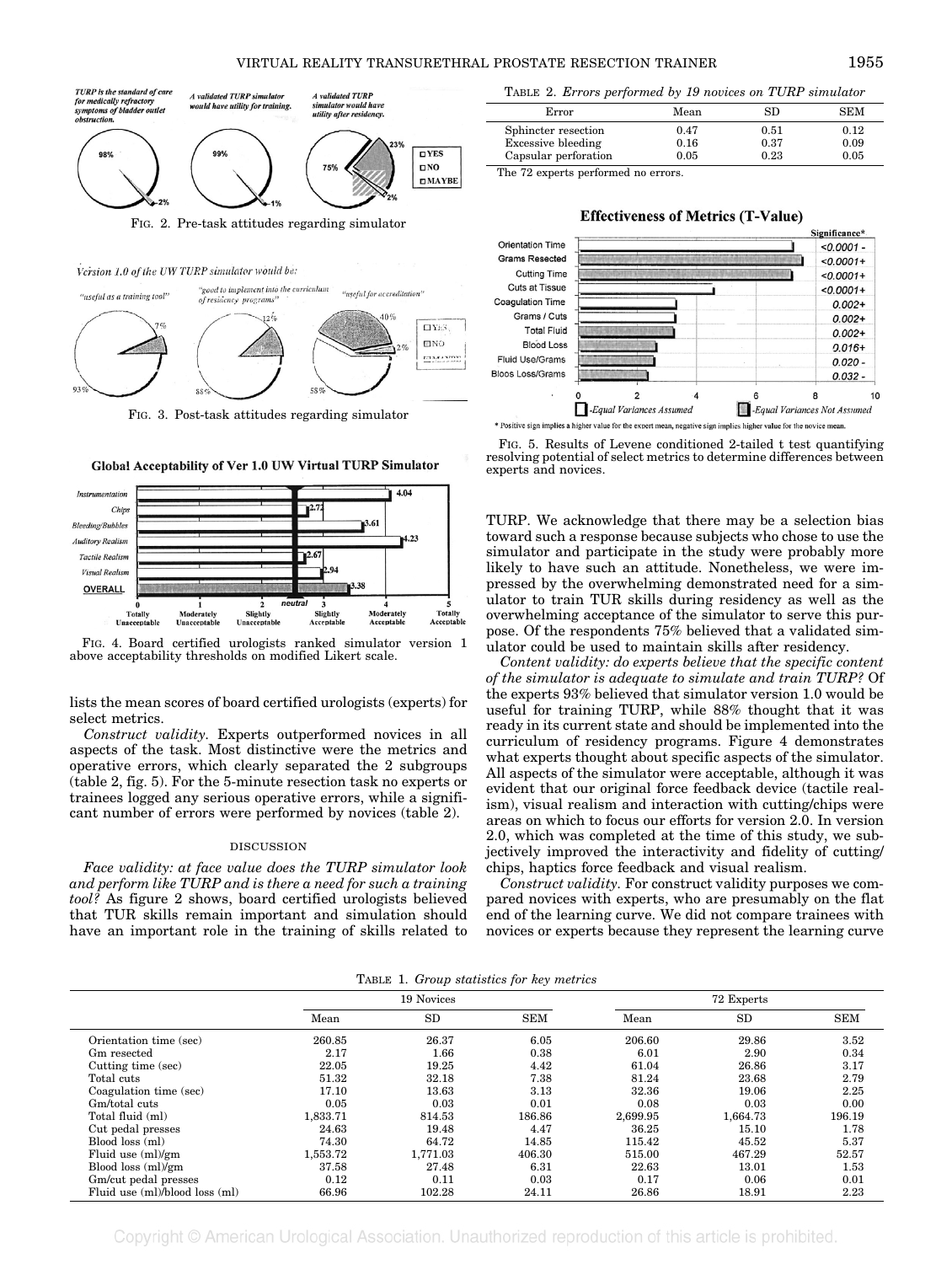FIG. 2. Pre-task attitudes regarding simulator

FIG. 3. Post-task attitudes regarding simulator

FIG. 4. Board certified urologists ranked simulator version 1 above acceptability thresholds on modified Likert scale.

lists the mean scores of board certified urologists (experts) for select metrics.

*Construct validity.* Experts outperformed novices in all aspects of the task. Most distinctive were the metrics and operative errors, which clearly separated the 2 subgroups (table 2, fig. 5). For the 5-minute resection task no experts or trainees logged any serious operative errors, while a significant number of errors were performed by novices (table 2).

## DISCUSSION

*Face validity: at face value does the TURP simulator look and perform like TURP and is there a need for such a training tool?* As figure 2 shows, board certified urologists believed that TUR skills remain important and simulation should have an important role in the training of skills related to TURP. We acknowledge that there may be a selection bias toward such a response because subjects who chose to use the simulator and participate in the study were probably more likely to have such an attitude. Nonetheless, we were impressed by the overwhelming demonstrated need for a simulator to train TUR skills during residency as well as the overwhelming acceptance of the simulator to serve this purpose. Of the respondents 75% believed that a validated simulator could be used to maintain skills after residency.

*Content validity: do experts believe that the specific content of the simulator is adequate to simulate and train TURP?* Of the experts 93% believed that simulator version 1.0 would be useful for training TURP, while 88% thought that it was ready in its current state and should be implemented into the curriculum of residency programs. Figure 4 demonstrates what experts thought about specific aspects of the simulator. All aspects of the simulator were acceptable, although it was evident that our original force feedback device (tactile realism), visual realism and interaction with cutting/chips were areas on which to focus our efforts for version 2.0. In version 2.0, which was completed at the time of this study, we subjectively improved the interactivity and fidelity of cutting/chips, haptics force feedback and visual realism.

*Construct validity.* For construct validity purposes we compared novices with experts, who are presumably on the flat end of the learning curve. We did not compare trainees with novices or experts because they represent the learning curve

TABLE 2. *Errors performed by 19 novices on TURP simulator*

| Error | Mean | SD | SEM |
|---|---|---|---|
| Sphincter resection | 0.47 | 0.51 | 0.12 |
| Excessive bleeding | 0.16 | 0.37 | 0.09 |
| Capsular perforation | 0.05 | 0.23 | 0.05 |

The 72 experts performed no errors.

FIG. 5. Results of Levene conditioned 2-tailed t test quantifying resolving potential of select metrics to determine differences between experts and novices.

TABLE 1. *Group statistics for key metrics*

| | 19 Novices | | | 72 Experts | | |
|---|---|---|---|---|---|---|
| | Mean | SD | SEM | Mean | SD | SEM |
| Orientation time (sec) | 260.85 | 26.37 | 6.05 | 206.60 | 29.86 | 3.52 |
| Gm resected | 2.17 | 1.66 | 0.38 | 6.01 | 2.90 | 0.34 |
| Cutting time (sec) | 22.05 | 19.25 | 4.42 | 61.04 | 26.86 | 3.17 |
| Total cuts | 51.32 | 32.18 | 7.38 | 81.24 | 23.68 | 2.79 |
| Coagulation time (sec) | 17.10 | 13.63 | 3.13 | 32.36 | 19.06 | 2.25 |
| Gm/total cuts | 0.05 | 0.03 | 0.01 | 0.08 | 0.03 | 0.00 |
| Total fluid (ml) | 1,833.71 | 814.53 | 186.86 | 2,699.95 | 1,664.73 | 196.19 |
| Cut pedal presses | 24.63 | 19.48 | 4.47 | 36.25 | 15.10 | 1.78 |
| Blood loss (ml) | 74.30 | 64.72 | 14.85 | 115.42 | 45.52 | 5.37 |
| Fluid use (ml)/gm | 1,553.72 | 1,771.03 | 406.30 | 515.00 | 467.29 | 52.57 |
| Blood loss (ml)/gm | 37.58 | 27.48 | 6.31 | 22.63 | 13.01 | 1.53 |
| Gm/cut pedal presses | 0.12 | 0.11 | 0.03 | 0.17 | 0.06 | 0.01 |
| Fluid use (ml)/blood loss (ml) | 66.96 | 102.28 | 24.11 | 26.86 | 18.91 | 2.23 |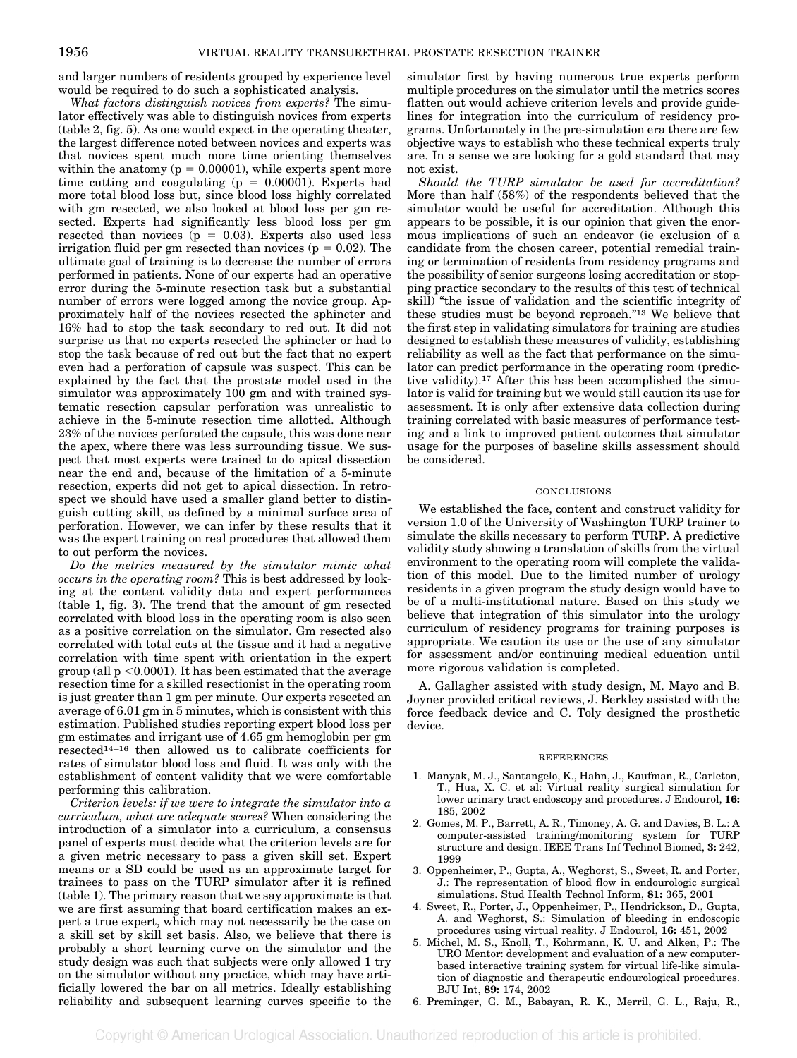and larger numbers of residents grouped by experience level would be required to do such a sophisticated analysis.

*What factors distinguish novices from experts?* The simulator effectively was able to distinguish novices from experts (table 2, fig. 5). As one would expect in the operating theater, the largest difference noted between novices and experts was that novices spent much more time orienting themselves within the anatomy ($p = 0.00001$), while experts spent more time cutting and coagulating ($p = 0.00001$). Experts had more total blood loss but, since blood loss highly correlated with gm resected, we also looked at blood loss per gm resected. Experts had significantly less blood loss per gm resected than novices ($p = 0.03$). Experts also used less irrigation fluid per gm resected than novices ($p = 0.02$). The ultimate goal of training is to decrease the number of errors performed in patients. None of our experts had an operative error during the 5-minute resection task but a substantial number of errors were logged among the novice group. Approximately half of the novices resected the sphincter and 16% had to stop the task secondary to red out. It did not surprise us that no experts resected the sphincter or had to stop the task because of red out but the fact that no expert even had a perforation of capsule was suspect. This can be explained by the fact that the prostate model used in the simulator was approximately 100 gm and with trained systematic resection capsular perforation was unrealistic to achieve in the 5-minute resection time allotted. Although 23% of the novices perforated the capsule, this was done near the apex, where there was less surrounding tissue. We suspect that most experts were trained to do apical dissection near the end and, because of the limitation of a 5-minute resection, experts did not get to apical dissection. In retrospect we should have used a smaller gland better to distinguish cutting skill, as defined by a minimal surface area of perforation. However, we can infer by these results that it was the expert training on real procedures that allowed them to out perform the novices.

*Do the metrics measured by the simulator mimic what occurs in the operating room?* This is best addressed by looking at the content validity data and expert performances (table 1, fig. 3). The trend that the amount of gm resected correlated with blood loss in the operating room is also seen as a positive correlation on the simulator. Gm resected also correlated with total cuts at the tissue and it had a negative correlation with time spent with orientation in the expert group (all $p < 0.0001$). It has been estimated that the average resection time for a skilled resectionist in the operating room is just greater than 1 gm per minute. Our experts resected an average of 6.01 gm in 5 minutes, which is consistent with this estimation. Published studies reporting expert blood loss per gm estimates and irrigant use of 4.65 gm hemoglobin per gm resected[14–16] then allowed us to calibrate coefficients for rates of simulator blood loss and fluid. It was only with the establishment of content validity that we were comfortable performing this calibration.

*Criterion levels: if we were to integrate the simulator into a curriculum, what are adequate scores?* When considering the introduction of a simulator into a curriculum, a consensus panel of experts must decide what the criterion levels are for a given metric necessary to pass a given skill set. Expert means or a SD could be used as an approximate target for trainees to pass on the TURP simulator after it is refined (table 1). The primary reason that we say approximate is that we are first assuming that board certification makes an expert a true expert, which may not necessarily be the case on a skill set by skill set basis. Also, we believe that there is probably a short learning curve on the simulator and the study design was such that subjects were only allowed 1 try on the simulator without any practice, which may have artificially lowered the bar on all metrics. Ideally establishing reliability and subsequent learning curves specific to the simulator first by having numerous true experts perform multiple procedures on the simulator until the metrics scores flatten out would achieve criterion levels and provide guidelines for integration into the curriculum of residency programs. Unfortunately in the pre-simulation era there are few objective ways to establish who these technical experts truly are. In a sense we are looking for a gold standard that may not exist.

*Should the TURP simulator be used for accreditation?* More than half (58%) of the respondents believed that the simulator would be useful for accreditation. Although this appears to be possible, it is our opinion that given the enormous implications of such an endeavor (ie exclusion of a candidate from the chosen career, potential remedial training or termination of residents from residency programs and the possibility of senior surgeons losing accreditation or stopping practice secondary to the results of this test of technical skill) "the issue of validation and the scientific integrity of these studies must be beyond reproach."[13] We believe that the first step in validating simulators for training are studies designed to establish these measures of validity, establishing reliability as well as the fact that performance on the simulator can predict performance in the operating room (predictive validity).[17] After this has been accomplished the simulator is valid for training but we would still caution its use for assessment. It is only after extensive data collection during training correlated with basic measures of performance testing and a link to improved patient outcomes that simulator usage for the purposes of baseline skills assessment should be considered.

## CONCLUSIONS

We established the face, content and construct validity for version 1.0 of the University of Washington TURP trainer to simulate the skills necessary to perform TURP. A predictive validity study showing a translation of skills from the virtual environment to the operating room will complete the validation of this model. Due to the limited number of urology residents in a given program the study design would have to be of a multi-institutional nature. Based on this study we believe that integration of this simulator into the urology curriculum of residency programs for training purposes is appropriate. We caution its use or the use of any simulator for assessment and/or continuing medical education until more rigorous validation is completed.

A. Gallagher assisted with study design, M. Mayo and B. Joyner provided critical reviews, J. Berkley assisted with the force feedback device and C. Toly designed the prosthetic device.

## REFERENCES

1. Manyak, M. J., Santangelo, K., Hahn, J., Kaufman, R., Carleton, T., Hua, X. C. et al: Virtual reality surgical simulation for lower urinary tract endoscopy and procedures. J Endourol, **16:** 185, 2002
2. Gomes, M. P., Barrett, A. R., Timoney, A. G. and Davies, B. L.: A computer-assisted training/monitoring system for TURP structure and design. IEEE Trans Inf Technol Biomed, **3:** 242, 1999
3. Oppenheimer, P., Gupta, A., Weghorst, S., Sweet, R. and Porter, J.: The representation of blood flow in endourologic surgical simulations. Stud Health Technol Inform, **81:** 365, 2001
4. Sweet, R., Porter, J., Oppenheimer, P., Hendrickson, D., Gupta, A. and Weghorst, S.: Simulation of bleeding in endoscopic procedures using virtual reality. J Endourol, **16:** 451, 2002
5. Michel, M. S., Knoll, T., Kohrmann, K. U. and Alken, P.: The URO Mentor: development and evaluation of a new computer-based interactive training system for virtual life-like simulation of diagnostic and therapeutic endourological procedures. BJU Int, **89:** 174, 2002
6. Preminger, G. M., Babayan, R. K., Merril, G. L., Raju, R.,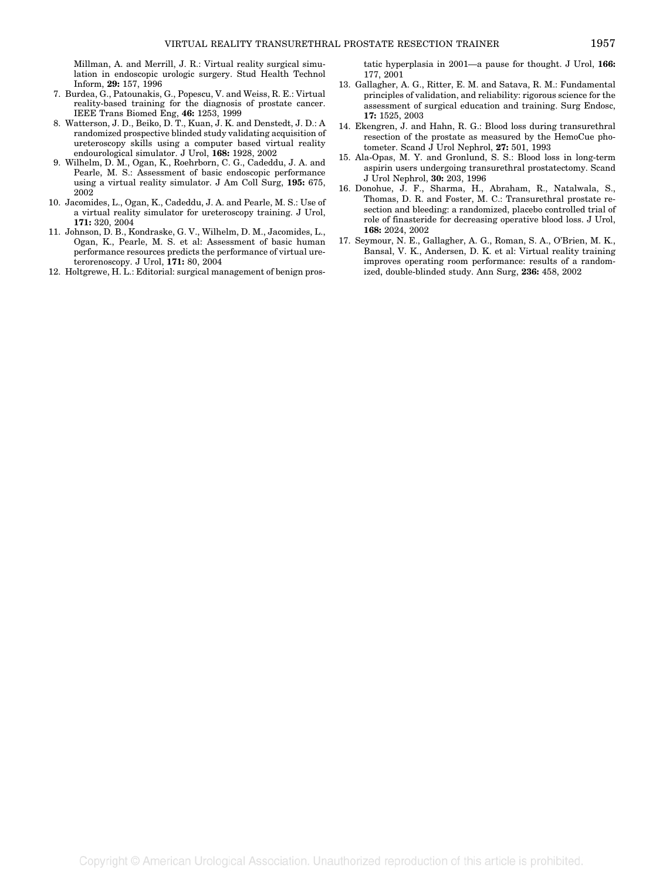Millman, A. and Merrill, J. R.: Virtual reality surgical simulation in endoscopic urologic surgery. Stud Health Technol Inform, **29:** 157, 1996

7. Burdea, G., Patounakis, G., Popescu, V. and Weiss, R. E.: Virtual reality-based training for the diagnosis of prostate cancer. IEEE Trans Biomed Eng, **46:** 1253, 1999
8. Watterson, J. D., Beiko, D. T., Kuan, J. K. and Denstedt, J. D.: A randomized prospective blinded study validating acquisition of ureteroscopy skills using a computer based virtual reality endourological simulator. J Urol, **168:** 1928, 2002
9. Wilhelm, D. M., Ogan, K., Roehrborn, C. G., Cadeddu, J. A. and Pearle, M. S.: Assessment of basic endoscopic performance using a virtual reality simulator. J Am Coll Surg, **195:** 675, 2002
10. Jacomides, L., Ogan, K., Cadeddu, J. A. and Pearle, M. S.: Use of a virtual reality simulator for ureteroscopy training. J Urol, **171:** 320, 2004
11. Johnson, D. B., Kondraske, G. V., Wilhelm, D. M., Jacomides, L., Ogan, K., Pearle, M. S. et al: Assessment of basic human performance resources predicts the performance of virtual ureterorenoscopy. J Urol, **171:** 80, 2004
12. Holtgrewe, H. L.: Editorial: surgical management of benign prostatic hyperplasia in 2001—a pause for thought. J Urol, **166:** 177, 2001
13. Gallagher, A. G., Ritter, E. M. and Satava, R. M.: Fundamental principles of validation, and reliability: rigorous science for the assessment of surgical education and training. Surg Endosc, **17:** 1525, 2003
14. Ekengren, J. and Hahn, R. G.: Blood loss during transurethral resection of the prostate as measured by the HemoCue photometer. Scand J Urol Nephrol, **27:** 501, 1993
15. Ala-Opas, M. Y. and Gronlund, S. S.: Blood loss in long-term aspirin users undergoing transurethral prostatectomy. Scand J Urol Nephrol, **30:** 203, 1996
16. Donohue, J. F., Sharma, H., Abraham, R., Natalwala, S., Thomas, D. R. and Foster, M. C.: Transurethral prostate resection and bleeding: a randomized, placebo controlled trial of role of finasteride for decreasing operative blood loss. J Urol, **168:** 2024, 2002
17. Seymour, N. E., Gallagher, A. G., Roman, S. A., O'Brien, M. K., Bansal, V. K., Andersen, D. K. et al: Virtual reality training improves operating room performance: results of a randomized, double-blinded study. Ann Surg, **236:** 458, 2002